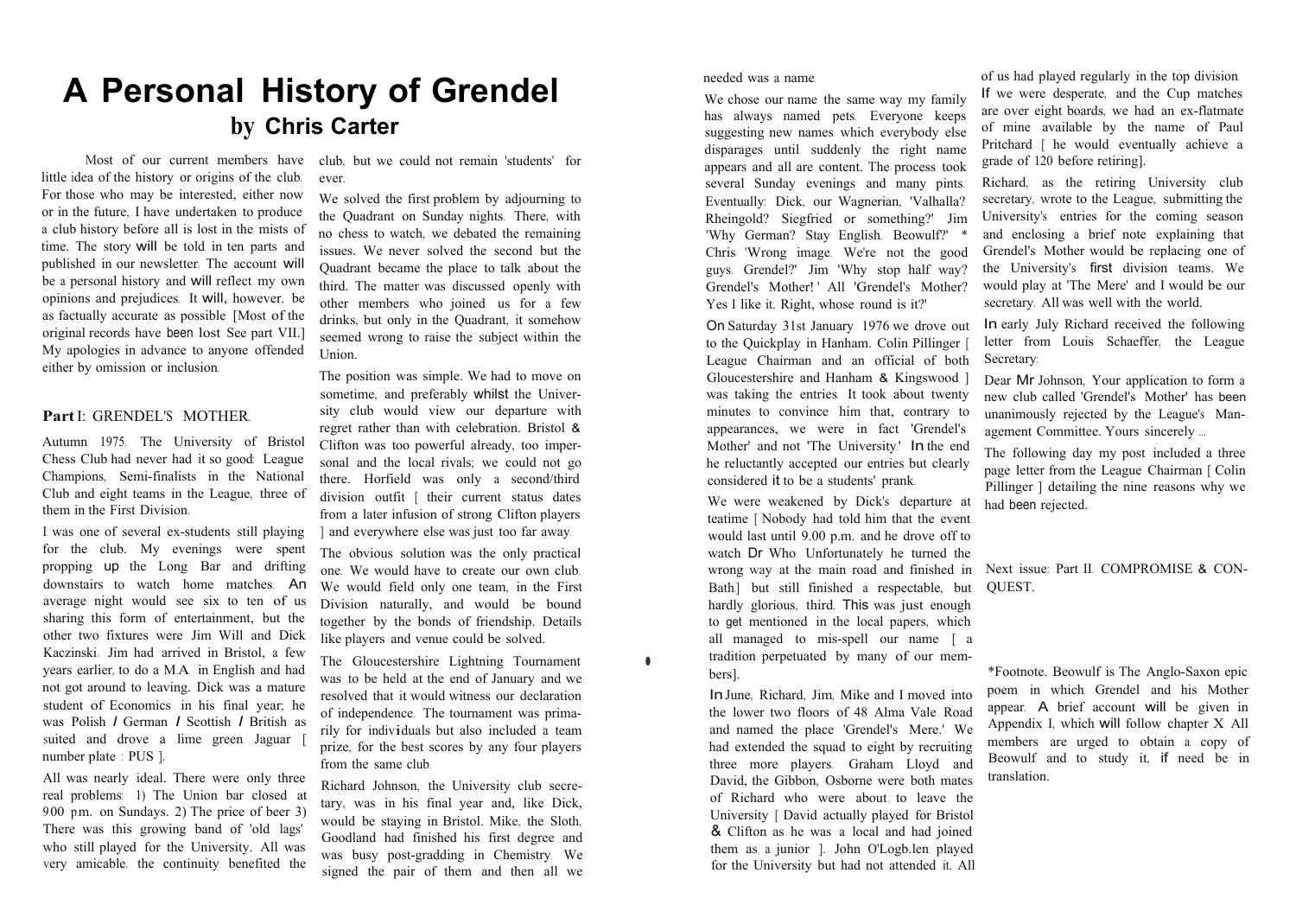# A Personal History of Grendel

## by Chris Carter

Most of our current members have little idea of the history or origins of the club. For those who may be interested, either now or in the future, I have undertaken to produce a club history before all is lost in the mists of time. The story will be told in ten parts and published in our newsletter. The account will be a personal history and will reflect my own opinions and prejudices. It will, however, be as factually accurate as possible [Most of the original records have been lost See part VII.] My apologies in advance to anyone offended either by omission or inclusion.

### Part I: GRENDEL'S MOTHER.

Autumn 1975. The University of Bristol Chess Club had never had it so good: League Champions, Semi-finalists in the National Club and eight teams in the League, three of them in the First Division.

I was one of several ex-students still playing for the club. My evenings were spent propping up the Long Bar and drifting downstairs to watch home matches. An average night would see six to ten of us sharing this form of entertainment, but the other two fixtures were Jim Will and Dick Kaczinski. Jim had arrived in Bristol, a few years earlier, to do a M.A in English and had not got around to leaving. Dick was a mature student of Economics in his final year; he was Polish / German / Scottish / British as suited and drove a lime green Jaguar [ number plate : PUS ].

All was nearly ideal. There were only three real problems: 1) The Union bar closed at 9.00 p.m. on Sundays. 2) The price of beer 3) There was this growing band of 'old lags' who still played for the University. All was very amicable. the continuity benefited the club, but we could not remain 'students' for ever.

We solved the first problem by adjourning to the Quadrant on Sunday nights. There, with no chess to watch, we debated the remaining issues. We never solved the second but the Quadrant became the place to talk about the third. The matter was discussed openly with other members who joined us for a few drinks, but only in the Quadrant, it somehow seemed wrong to raise the subject within the Union.

The position was simple. We had to move on sometime, and preferably whilst the University club would view our departure with regret rather than with celebration. Bristol & Clifton was too powerful already, too impersonal and the local rivals; we could not go there. Horfield was only a second/third division outfit [ their current status dates from a later infusion of strong Clifton players ] and everywhere else was just too far away.

The obvious solution was the only practical one. We would have to create our own club. We would field only one team, in the First Division naturally, and would be bound together by the bonds of friendship. Details like players and venue could be solved.

The Gloucestershire Lightning Tournament was to be held at the end of January and we resolved that it would witness our declaration of independence. The tournament was primarily for individuals but also included a team prize, for the best scores by any four players from the same club.

Richard Johnson, the University club secretary, was in his final year and, like Dick, would be staying in Bristol. Mike, the Sloth, Goodland had finished his first degree and was busy post-gradding in Chemistry. We signed the pair of them and then all we needed was a name.

We chose our name the same way my family has always named pets. Everyone keeps suggesting new names which everybody else disparages until suddenly the right name appears and all are content. The process took several Sunday evenings and many pints. Eventually: Dick, our Wagnerian, 'Valhalla? Rheingold? Siegfried or something?' Jim 'Why German? Stay English. Beowulf?' * Chris 'Wrong image. We're not the good guys. Grendel?' Jim 'Why stop half way? Grendel's Mother! ' All 'Grendel's Mother? Yes I like it. Right, whose round is it?'

On Saturday 31st January 1976 we drove out to the Quickplay in Hanham. Colin Pillinger [ League Chairman and an official of both Gloucestershire and Hanham & Kingswood ] was taking the entries. It took about twenty minutes to convince him that, contrary to appearances, we were in fact 'Grendel's Mother' and not 'The University.' In the end he reluctantly accepted our entries but clearly considered it to be a students' prank.

We were weakened by Dick's departure at teatime [ Nobody had told him that the event would last until 9.00 p.m. and he drove off to watch Dr Who. Unfortunately he turned the wrong way at the main road and finished in Bath.] but still finished a respectable, but hardly glorious, third. This was just enough to get mentioned in the local papers, which all managed to mis-spell our name [ a tradition perpetuated by many of our members].

In June, Richard, Jim, Mike and I moved into the lower two floors of 48 Alma Vale Road and named the place 'Grendel's Mere.' We had extended the squad to eight by recruiting three more players. Graham Lloyd and David, the Gibbon, Osborne were both mates of Richard who were about to leave the University [ David actually played for Bristol & Clifton as he was a local and had joined them as a junior ]. John O'Logb.len played for the University but had not attended it. All of us had played regularly in the top division. If we were desperate, and the Cup matches are over eight boards, we had an ex-flatmate of mine available by the name of Paul Pritchard [ he would eventually achieve a grade of 120 before retiring].

Richard, as the retiring University club secretary, wrote to the League, submitting the University's entries for the coming season and enclosing a brief note explaining that Grendel's Mother would be replacing one of the University's first division teams. We would play at 'The Mere' and I would be our secretary. All was well with the world.

In early July Richard received the following letter from Louis Schaeffer, the League Secretary:

Dear Mr Johnson, Your application to form a new club called 'Grendel's Mother' has been unanimously rejected by the League's Management Committee. Yours sincerely ...

The following day my post included a three page letter from the League Chairman [ Colin Pillinger ] detailing the nine reasons why we had been rejected.

Next issue: Part II. COMPROMISE & CONQUEST.

*Footnote. Beowulf is The Anglo-Saxon epic poem in which Grendel and his Mother appear. A brief account will be given in Appendix I, which will follow chapter X All members are urged to obtain a copy of Beowulf and to study it, if need be in translation.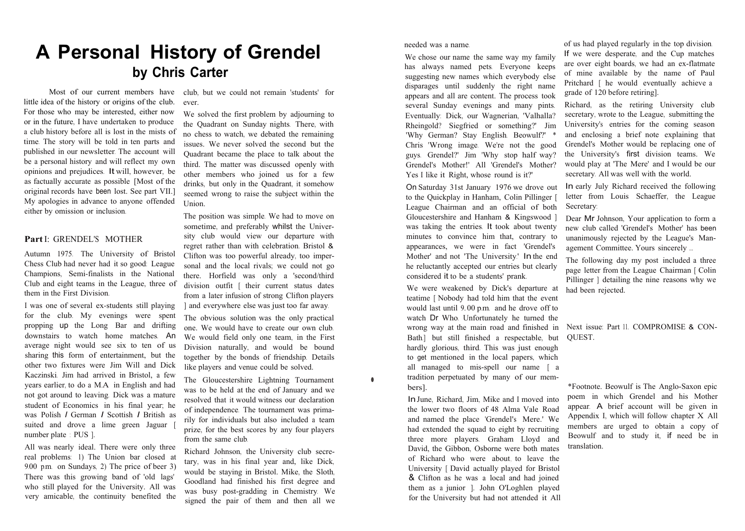# A Personal History of Grendel

## by Chris Carter

Most of our current members have little idea of the history or origins of the club. For those who may be interested, either now or in the future, I have undertaken to produce a club history before all is lost in the mists of time. The story will be told in ten parts and published in our newsletter. The account will be a personal history and will reflect my own opinions and prejudices. It will, however, be as factually accurate as possible [Most of the original records have been lost. See part VII.] My apologies in advance to anyone offended either by omission or inclusion.

### Part I: GRENDEL'S MOTHER

Autumn 1975. The University of Bristol Chess Club had never had it so good: League Champions, Semi-finalists in the National Club and eight teams in the League, three of them in the First Division.

I was one of several ex-students still playing for the club. My evenings were spent propping up the Long Bar and drifting downstairs to watch home matches. An average night would see six to ten of us sharing this form of entertainment, but the other two fixtures were Jim Will and Dick Kaczinski. Jim had arrived in Bristol, a few years earlier, to do a M.A. in English and had not got around to leaving. Dick was a mature student of Economics in his final year; he was Polish / German / Scottish / British as suited and drove a lime green Jaguar [ number plate : PUS ].

All was nearly ideal. There were only three real problems: 1) The Union bar closed at 9.00 p.m. on Sundays, 2) The price of beer 3) There was this growing band of 'old lags' who still played for the University. All was very amicable, the continuity benefited the club, but we could not remain 'students' for ever.

We solved the first problem by adjourning to the Quadrant on Sunday nights. There, with no chess to watch, we debated the remaining issues. We never solved the second but the Quadrant became the place to talk about the third. The matter was discussed openly with other members who joined us for a few drinks, but only in the Quadrant, it somehow seemed wrong to raise the subject within the Union.

The position was simple. We had to move on sometime, and preferably whilst the University club would view our departure with regret rather than with celebration. Bristol & Clifton was too powerful already, too impersonal and the local rivals; we could not go there. Horfield was only a 'second/third division outfit [ their current status dates from a later infusion of strong Clifton players ] and everywhere else was just too far away.

The obvious solution was the only practical one. We would have to create our own club. We would field only one team, in the First Division naturally, and would be bound together by the bonds of friendship. Details like players and venue could be solved.

The Gloucestershire Lightning Tournament was to be held at the end of January and we resolved that it would witness our declaration of independence. The tournament was primarily for individuals but also included a team prize, for the best scores by any four players from the same club.

Richard Johnson, the University club secretary, was in his final year and, like Dick, would be staying in Bristol. Mike, the Sloth, Goodland had finished his first degree and was busy post-gradding in Chemistry. We signed the pair of them and then all we needed was a name.

We chose our name the same way my family has always named pets. Everyone keeps suggesting new names which everybody else disparages until suddenly the right name appears and all are content. The process took several Sunday evenings and many pints. Eventually: Dick, our Wagnerian, 'Valhalla? Rheingold? Siegfried or something?' Jim 'Why German? Stay English. Beowulf?' * Chris 'Wrong image. We're not the good guys. Grendel?' Jim 'Why stop half way? Grendel's Mother!' All 'Grendel's Mother? Yes I like it. Right, whose round is it?'

On Saturday 31st January 1976 we drove out to the Quickplay in Hanham, Colin Pillinger [ League Chairman and an official of both Gloucestershire and Hanham & Kingswood ] was taking the entries. It took about twenty minutes to convince him that, contrary to appearances, we were in fact 'Grendel's Mother' and not 'The University.' In the end he reluctantly accepted our entries but clearly considered it to be a students' prank.

We were weakened by Dick's departure at teatime [ Nobody had told him that the event would last until 9.00 p.m. and he drove off to watch Dr Who. Unfortunately he turned the wrong way at the main road and finished in Bath.] but still finished a respectable, but hardly glorious, third. This was just enough to get mentioned in the local papers, which all managed to mis-spell our name [ a tradition perpetuated by many of our members].

In June, Richard, Jim, Mike and I moved into the lower two floors of 48 Alma Vale Road and named the place 'Grendel's Mere.' We had extended the squad to eight by recruiting three more players. Graham Lloyd and David, the Gibbon, Osborne were both mates of Richard who were about to leave the University [ David actually played for Bristol & Clifton as he was a local and had joined them as a junior ]. John O'Loghlen played for the University but had not attended it. All of us had played regularly in the top division. If we were desperate, and the Cup matches are over eight boards, we had an ex-flatmate of mine available by the name of Paul Pritchard [ he would eventually achieve a grade of 120 before retiring].

Richard, as the retiring University club secretary, wrote to the League, submitting the University's entries for the coming season and enclosing a brief note explaining that Grendel's Mother would be replacing one of the University's first division teams. We would play at 'The Mere' and I would be our secretary. All was well with the world.

In early July Richard received the following letter from Louis Schaeffer, the League Secretary:

Dear Mr Johnson, Your application to form a new club called 'Grendel's Mother' has been unanimously rejected by the League's Management Committee. Yours sincerely ...

The following day my post included a three page letter from the League Chairman [ Colin Pillinger ] detailing the nine reasons why we had been rejected.

Next issue: Part II. COMPROMISE & CONQUEST.

*Footnote. Beowulf is The Anglo-Saxon epic poem in which Grendel and his Mother appear. A brief account will be given in Appendix I, which will follow chapter X All members are urged to obtain a copy of Beowulf and to study it, if need be in translation.